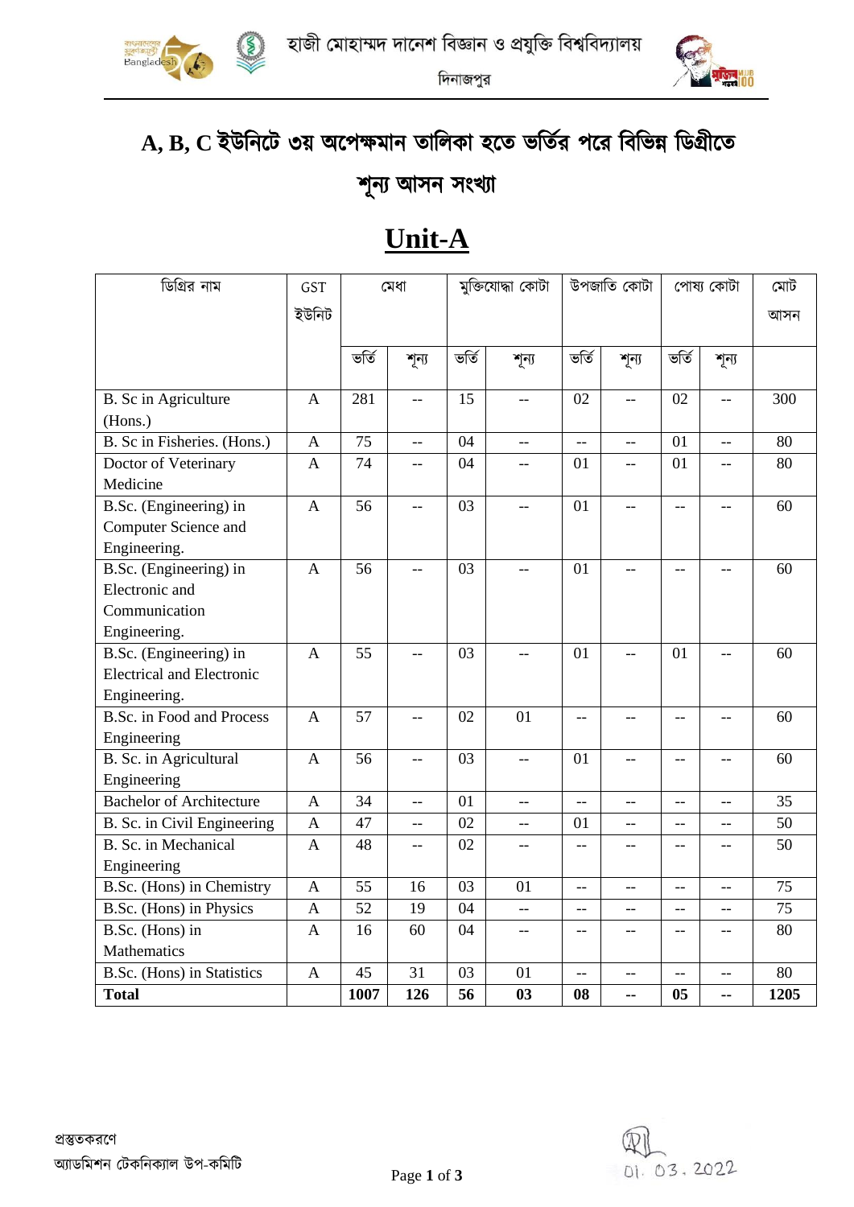হাজী মোহাম্মদ দানেশ বিজ্ঞান ও প্রযুক্তি বিশ্ববিদ্যালয়

দিনাজপুর

# A, B, C ইউনিটে ৩য় অপেক্ষমান তালিকা হতে ভর্তির পরে বিভিন্ন ডিগ্রীতে শূন্য আসন সংখ্যা

## Unit-A

| ডিগ্রির নাম | GST ইউনিট | মেধা | | মুক্তিযোদ্ধা কোটা | | উপজাতি কোটা | | পোষ্য কোটা | | মোট আসন |
|---|---|---|---|---|---|---|---|---|---|---|
| | | ভর্তি | শূন্য | ভর্তি | শূন্য | ভর্তি | শূন্য | ভর্তি | শূন্য | |
| B. Sc in Agriculture (Hons.) | A | 281 | -- | 15 | -- | 02 | -- | 02 | -- | 300 |
| B. Sc in Fisheries. (Hons.) | A | 75 | -- | 04 | -- | -- | -- | 01 | -- | 80 |
| Doctor of Veterinary Medicine | A | 74 | -- | 04 | -- | 01 | -- | 01 | -- | 80 |
| B.Sc. (Engineering) in Computer Science and Engineering. | A | 56 | -- | 03 | -- | 01 | -- | -- | -- | 60 |
| B.Sc. (Engineering) in Electronic and Communication Engineering. | A | 56 | -- | 03 | -- | 01 | -- | -- | -- | 60 |
| B.Sc. (Engineering) in Electrical and Electronic Engineering. | A | 55 | -- | 03 | -- | 01 | -- | 01 | -- | 60 |
| B.Sc. in Food and Process Engineering | A | 57 | -- | 02 | 01 | -- | -- | -- | -- | 60 |
| B. Sc. in Agricultural Engineering | A | 56 | -- | 03 | -- | 01 | -- | -- | -- | 60 |
| Bachelor of Architecture | A | 34 | -- | 01 | -- | -- | -- | -- | -- | 35 |
| B. Sc. in Civil Engineering | A | 47 | -- | 02 | -- | 01 | -- | -- | -- | 50 |
| B. Sc. in Mechanical Engineering | A | 48 | -- | 02 | -- | -- | -- | -- | -- | 50 |
| B.Sc. (Hons) in Chemistry | A | 55 | 16 | 03 | 01 | -- | -- | -- | -- | 75 |
| B.Sc. (Hons) in Physics | A | 52 | 19 | 04 | -- | -- | -- | -- | -- | 75 |
| B.Sc. (Hons) in Mathematics | A | 16 | 60 | 04 | -- | -- | -- | -- | -- | 80 |
| B.Sc. (Hons) in Statistics | A | 45 | 31 | 03 | 01 | -- | -- | -- | -- | 80 |
| **Total** | | **1007** | **126** | **56** | **03** | **08** | **--** | **05** | **--** | **1205** |

প্রস্তুতকরণে
অ্যাডমিশন টেকনিক্যাল উপ-কমিটি

01. 03. 2022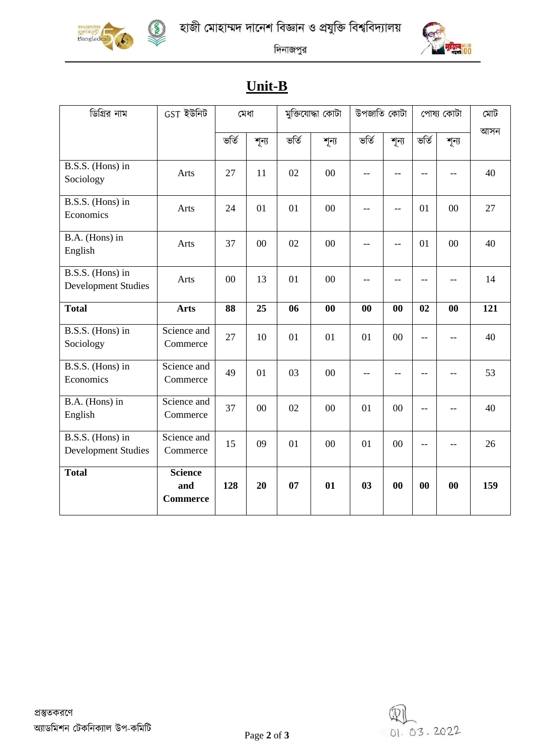হাজী মোহাম্মদ দানেশ বিজ্ঞান ও প্রযুক্তি বিশ্ববিদ্যালয়

দিনাজপুর

## Unit-B

| ডিগ্রির নাম | GST ইউনিট | মেধা | | মুক্তিযোদ্ধা কোটা | | উপজাতি কোটা | | পোষ্য কোটা | | মোট আসন |
|---|---|---|---|---|---|---|---|---|---|---|
| | | ভর্তি | শূন্য | ভর্তি | শূন্য | ভর্তি | শূন্য | ভর্তি | শূন্য | |
| B.S.S. (Hons) in Sociology | Arts | 27 | 11 | 02 | 00 | -- | -- | -- | -- | 40 |
| B.S.S. (Hons) in Economics | Arts | 24 | 01 | 01 | 00 | -- | -- | 01 | 00 | 27 |
| B.A. (Hons) in English | Arts | 37 | 00 | 02 | 00 | -- | -- | 01 | 00 | 40 |
| B.S.S. (Hons) in Development Studies | Arts | 00 | 13 | 01 | 00 | -- | -- | -- | -- | 14 |
| **Total** | **Arts** | **88** | **25** | **06** | **00** | **00** | **00** | **02** | **00** | **121** |
| B.S.S. (Hons) in Sociology | Science and Commerce | 27 | 10 | 01 | 01 | 01 | 00 | -- | -- | 40 |
| B.S.S. (Hons) in Economics | Science and Commerce | 49 | 01 | 03 | 00 | -- | -- | -- | -- | 53 |
| B.A. (Hons) in English | Science and Commerce | 37 | 00 | 02 | 00 | 01 | 00 | -- | -- | 40 |
| B.S.S. (Hons) in Development Studies | Science and Commerce | 15 | 09 | 01 | 00 | 01 | 00 | -- | -- | 26 |
| **Total** | **Science and Commerce** | **128** | **20** | **07** | **01** | **03** | **00** | **00** | **00** | **159** |

প্রস্তুতকরণে
অ্যাডমিশন টেকনিক্যাল উপ-কমিটি

01. 03. 2022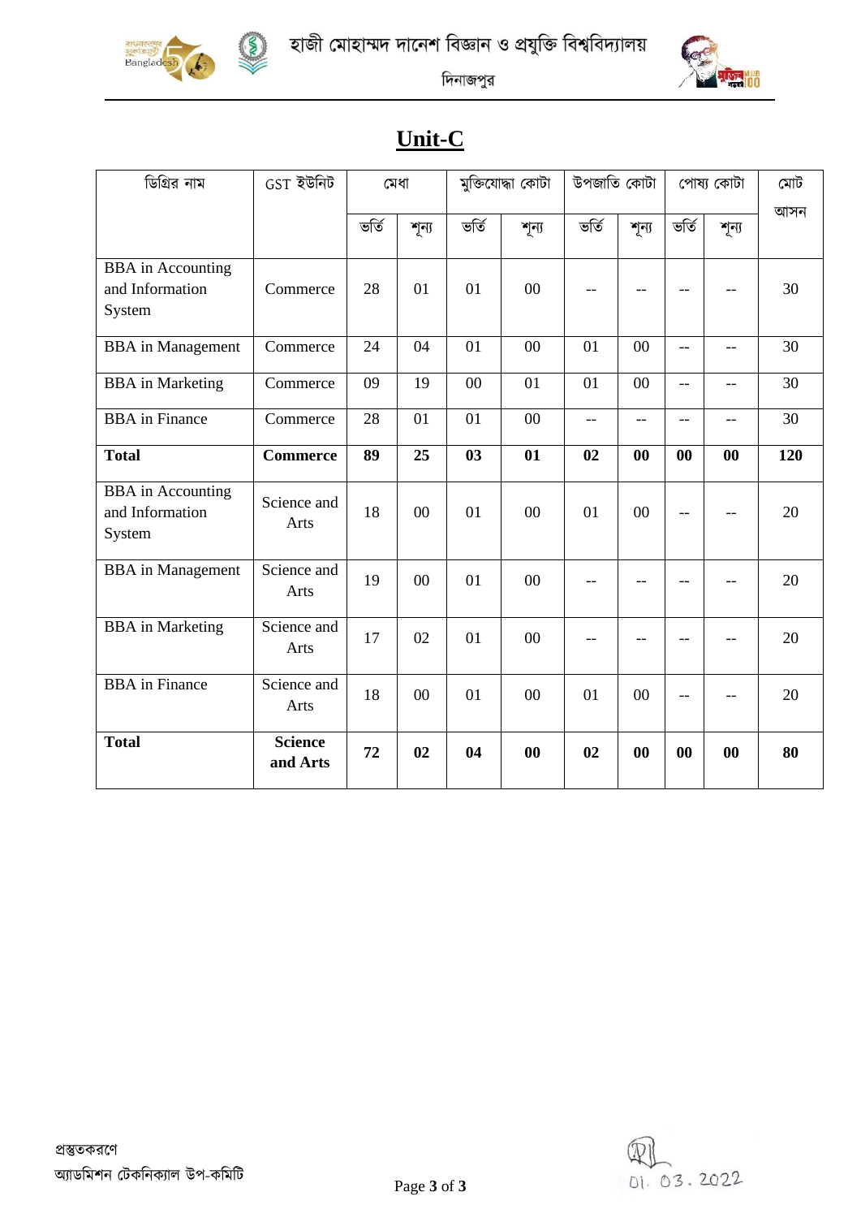হাজী মোহাম্মদ দানেশ বিজ্ঞান ও প্রযুক্তি বিশ্ববিদ্যালয়

দিনাজপুর

# Unit-C

| ডিগ্রির নাম | GST ইউনিট | মেধা | | মুক্তিযোদ্ধা কোটা | | উপজাতি কোটা | | পোষ্য কোটা | | মোট আসন |
|---|---|---|---|---|---|---|---|---|---|---|
| | | ভর্তি | শূন্য | ভর্তি | শূন্য | ভর্তি | শূন্য | ভর্তি | শূন্য | |
| BBA in Accounting and Information System | Commerce | 28 | 01 | 01 | 00 | -- | -- | -- | -- | 30 |
| BBA in Management | Commerce | 24 | 04 | 01 | 00 | 01 | 00 | -- | -- | 30 |
| BBA in Marketing | Commerce | 09 | 19 | 00 | 01 | 01 | 00 | -- | -- | 30 |
| BBA in Finance | Commerce | 28 | 01 | 01 | 00 | -- | -- | -- | -- | 30 |
| **Total** | **Commerce** | **89** | **25** | **03** | **01** | **02** | **00** | **00** | **00** | **120** |
| BBA in Accounting and Information System | Science and Arts | 18 | 00 | 01 | 00 | 01 | 00 | -- | -- | 20 |
| BBA in Management | Science and Arts | 19 | 00 | 01 | 00 | -- | -- | -- | -- | 20 |
| BBA in Marketing | Science and Arts | 17 | 02 | 01 | 00 | -- | -- | -- | -- | 20 |
| BBA in Finance | Science and Arts | 18 | 00 | 01 | 00 | 01 | 00 | -- | -- | 20 |
| **Total** | **Science and Arts** | **72** | **02** | **04** | **00** | **02** | **00** | **00** | **00** | **80** |

প্রস্তুতকরণে
অ্যাডমিশন টেকনিক্যাল উপ-কমিটি

01. 03. 2022